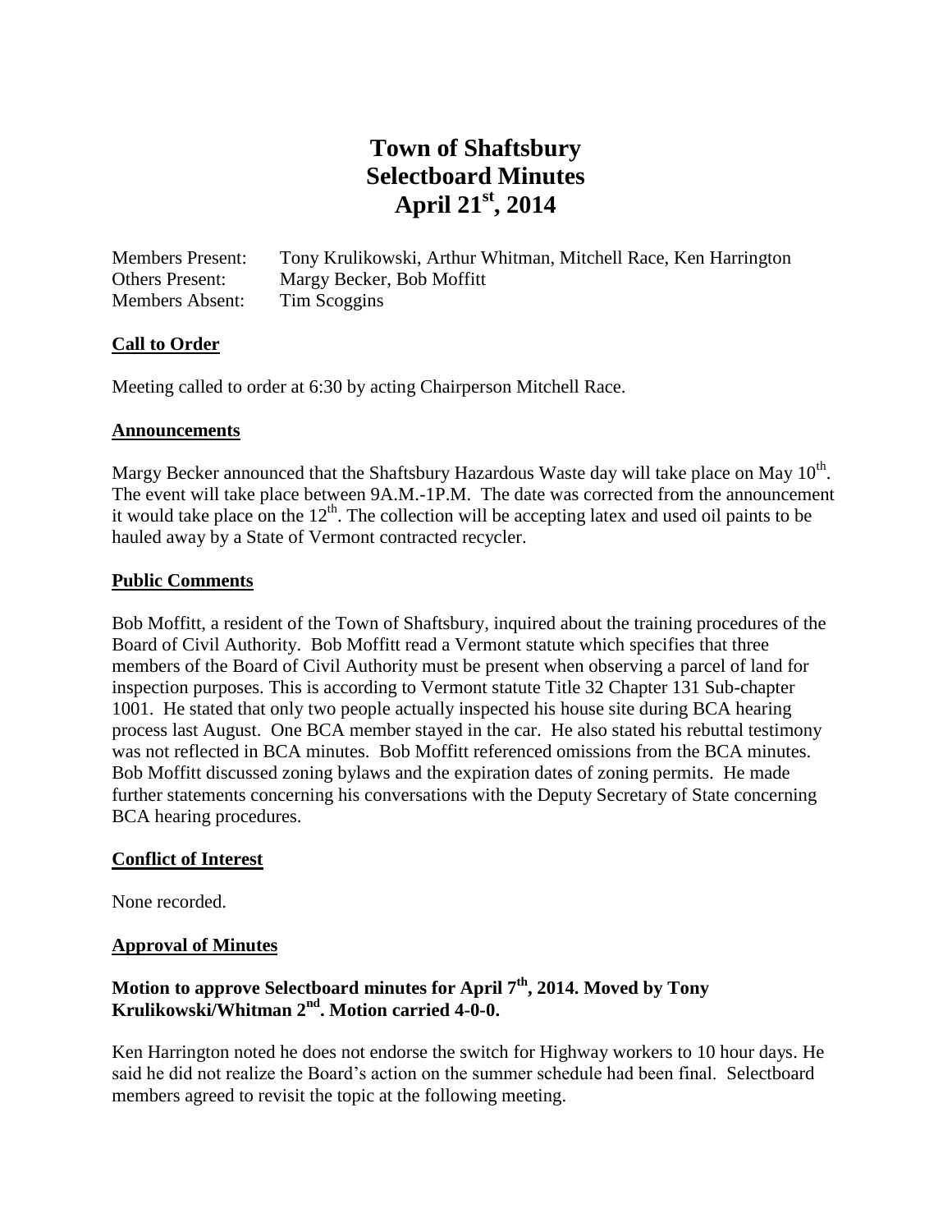# Town of Shaftsbury
# Selectboard Minutes
# April 21st, 2014

Members Present: Tony Krulikowski, Arthur Whitman, Mitchell Race, Ken Harrington
Others Present: Margy Becker, Bob Moffitt
Members Absent: Tim Scoggins

## Call to Order

Meeting called to order at 6:30 by acting Chairperson Mitchell Race.

## Announcements

Margy Becker announced that the Shaftsbury Hazardous Waste day will take place on May 10th. The event will take place between 9A.M.-1P.M. The date was corrected from the announcement it would take place on the 12th. The collection will be accepting latex and used oil paints to be hauled away by a State of Vermont contracted recycler.

## Public Comments

Bob Moffitt, a resident of the Town of Shaftsbury, inquired about the training procedures of the Board of Civil Authority. Bob Moffitt read a Vermont statute which specifies that three members of the Board of Civil Authority must be present when observing a parcel of land for inspection purposes. This is according to Vermont statute Title 32 Chapter 131 Sub-chapter 1001. He stated that only two people actually inspected his house site during BCA hearing process last August. One BCA member stayed in the car. He also stated his rebuttal testimony was not reflected in BCA minutes. Bob Moffitt referenced omissions from the BCA minutes. Bob Moffitt discussed zoning bylaws and the expiration dates of zoning permits. He made further statements concerning his conversations with the Deputy Secretary of State concerning BCA hearing procedures.

## Conflict of Interest

None recorded.

## Approval of Minutes

**Motion to approve Selectboard minutes for April 7th, 2014. Moved by Tony Krulikowski/Whitman 2nd. Motion carried 4-0-0.**

Ken Harrington noted he does not endorse the switch for Highway workers to 10 hour days. He said he did not realize the Board's action on the summer schedule had been final. Selectboard members agreed to revisit the topic at the following meeting.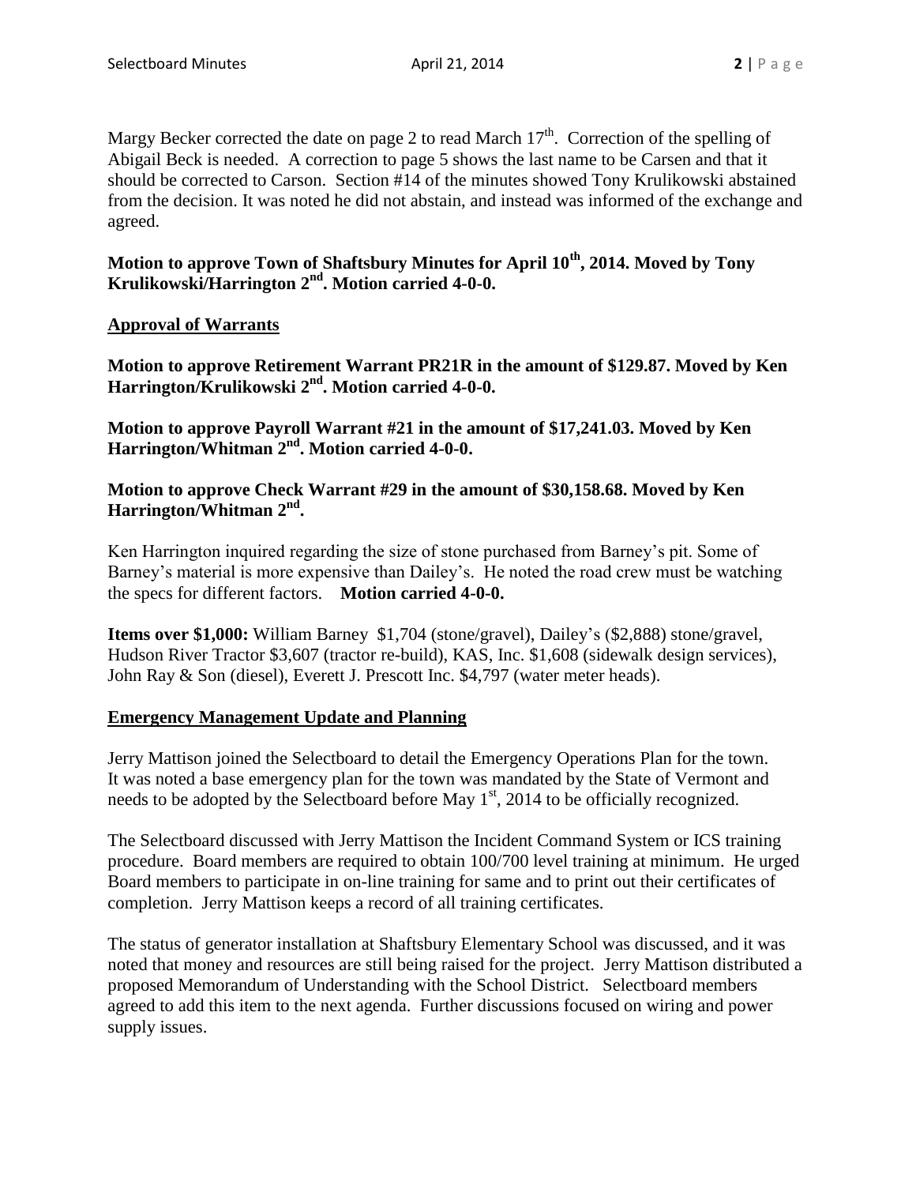Margy Becker corrected the date on page 2 to read March $17^{th}$. Correction of the spelling of Abigail Beck is needed. A correction to page 5 shows the last name to be Carsen and that it should be corrected to Carson. Section #14 of the minutes showed Tony Krulikowski abstained from the decision. It was noted he did not abstain, and instead was informed of the exchange and agreed.

**Motion to approve Town of Shaftsbury Minutes for April $10^{th}$, 2014. Moved by Tony Krulikowski/Harrington $2^{nd}$. Motion carried 4-0-0.**

## Approval of Warrants

**Motion to approve Retirement Warrant PR21R in the amount of $129.87. Moved by Ken Harrington/Krulikowski $2^{nd}$. Motion carried 4-0-0.**

**Motion to approve Payroll Warrant #21 in the amount of $17,241.03. Moved by Ken Harrington/Whitman $2^{nd}$. Motion carried 4-0-0.**

**Motion to approve Check Warrant #29 in the amount of $30,158.68. Moved by Ken Harrington/Whitman $2^{nd}$.**

Ken Harrington inquired regarding the size of stone purchased from Barney's pit. Some of Barney's material is more expensive than Dailey's. He noted the road crew must be watching the specs for different factors. **Motion carried 4-0-0.**

**Items over $1,000:** William Barney $1,704 (stone/gravel), Dailey's ($2,888) stone/gravel, Hudson River Tractor $3,607 (tractor re-build), KAS, Inc. $1,608 (sidewalk design services), John Ray & Son (diesel), Everett J. Prescott Inc. $4,797 (water meter heads).

## Emergency Management Update and Planning

Jerry Mattison joined the Selectboard to detail the Emergency Operations Plan for the town. It was noted a base emergency plan for the town was mandated by the State of Vermont and needs to be adopted by the Selectboard before May $1^{st}$, 2014 to be officially recognized.

The Selectboard discussed with Jerry Mattison the Incident Command System or ICS training procedure. Board members are required to obtain 100/700 level training at minimum. He urged Board members to participate in on-line training for same and to print out their certificates of completion. Jerry Mattison keeps a record of all training certificates.

The status of generator installation at Shaftsbury Elementary School was discussed, and it was noted that money and resources are still being raised for the project. Jerry Mattison distributed a proposed Memorandum of Understanding with the School District. Selectboard members agreed to add this item to the next agenda. Further discussions focused on wiring and power supply issues.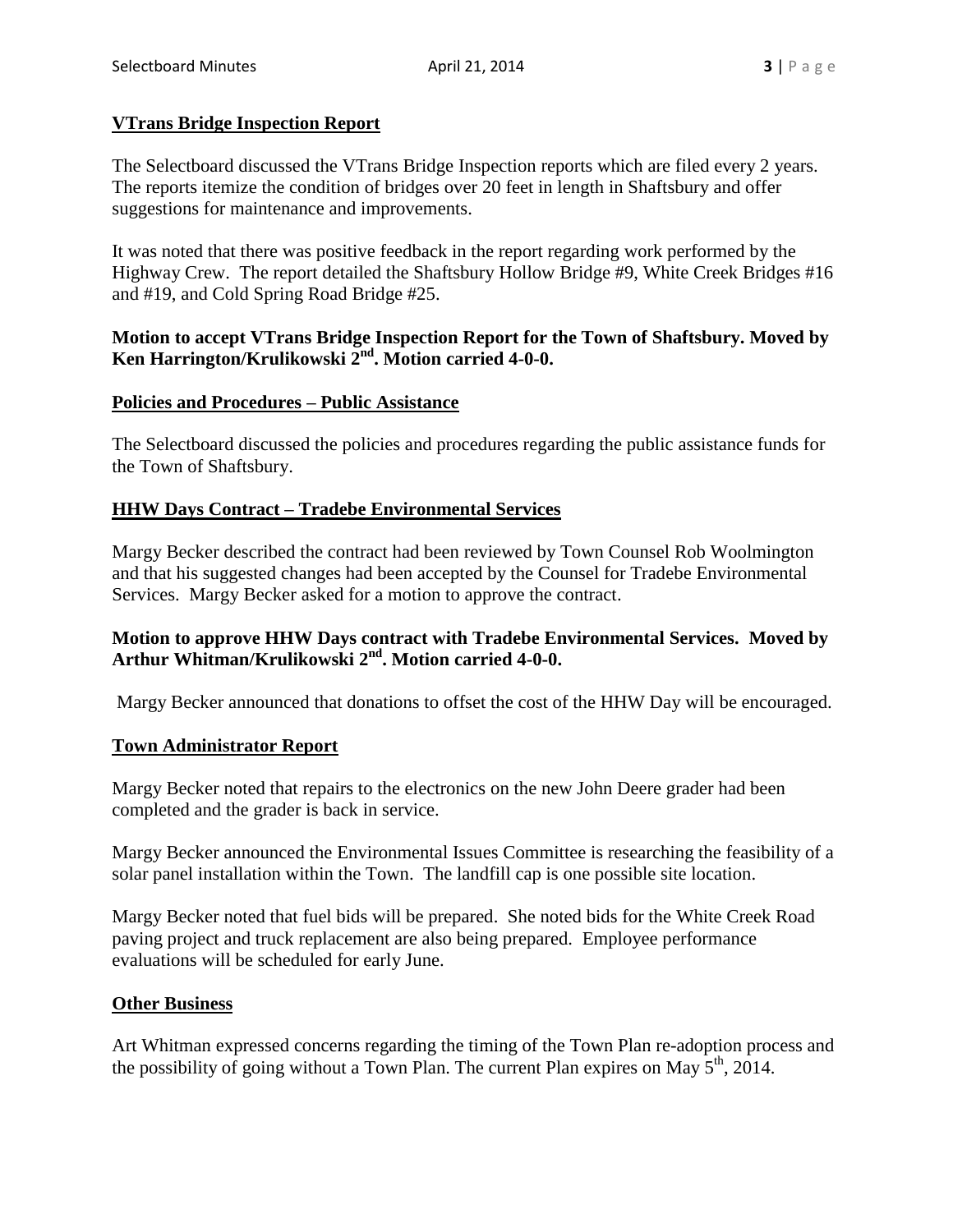**VTrans Bridge Inspection Report**

The Selectboard discussed the VTrans Bridge Inspection reports which are filed every 2 years. The reports itemize the condition of bridges over 20 feet in length in Shaftsbury and offer suggestions for maintenance and improvements.

It was noted that there was positive feedback in the report regarding work performed by the Highway Crew. The report detailed the Shaftsbury Hollow Bridge #9, White Creek Bridges #16 and #19, and Cold Spring Road Bridge #25.

**Motion to accept VTrans Bridge Inspection Report for the Town of Shaftsbury. Moved by Ken Harrington/Krulikowski 2nd. Motion carried 4-0-0.**

**Policies and Procedures – Public Assistance**

The Selectboard discussed the policies and procedures regarding the public assistance funds for the Town of Shaftsbury.

**HHW Days Contract – Tradebe Environmental Services**

Margy Becker described the contract had been reviewed by Town Counsel Rob Woolmington and that his suggested changes had been accepted by the Counsel for Tradebe Environmental Services. Margy Becker asked for a motion to approve the contract.

**Motion to approve HHW Days contract with Tradebe Environmental Services. Moved by Arthur Whitman/Krulikowski 2nd. Motion carried 4-0-0.**

Margy Becker announced that donations to offset the cost of the HHW Day will be encouraged.

**Town Administrator Report**

Margy Becker noted that repairs to the electronics on the new John Deere grader had been completed and the grader is back in service.

Margy Becker announced the Environmental Issues Committee is researching the feasibility of a solar panel installation within the Town. The landfill cap is one possible site location.

Margy Becker noted that fuel bids will be prepared. She noted bids for the White Creek Road paving project and truck replacement are also being prepared. Employee performance evaluations will be scheduled for early June.

**Other Business**

Art Whitman expressed concerns regarding the timing of the Town Plan re-adoption process and the possibility of going without a Town Plan. The current Plan expires on May 5th, 2014.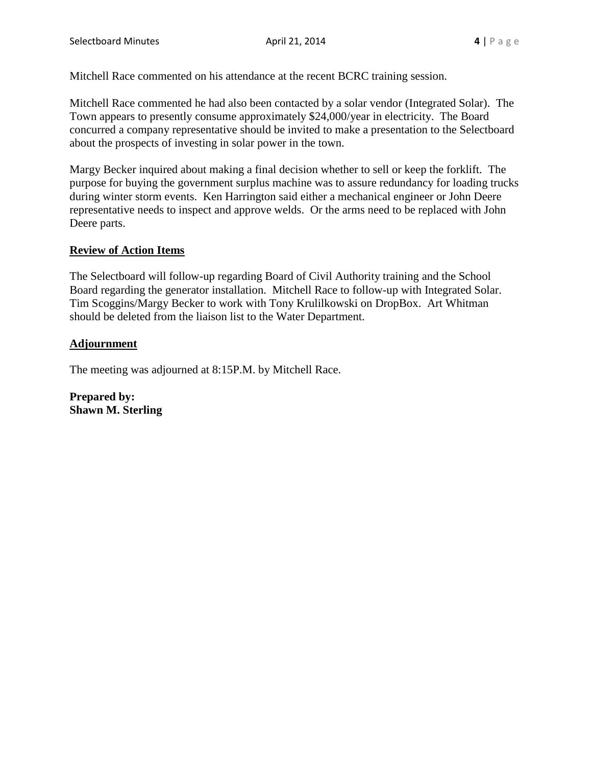Mitchell Race commented on his attendance at the recent BCRC training session.

Mitchell Race commented he had also been contacted by a solar vendor (Integrated Solar). The Town appears to presently consume approximately $24,000/year in electricity. The Board concurred a company representative should be invited to make a presentation to the Selectboard about the prospects of investing in solar power in the town.

Margy Becker inquired about making a final decision whether to sell or keep the forklift. The purpose for buying the government surplus machine was to assure redundancy for loading trucks during winter storm events. Ken Harrington said either a mechanical engineer or John Deere representative needs to inspect and approve welds. Or the arms need to be replaced with John Deere parts.

## Review of Action Items

The Selectboard will follow-up regarding Board of Civil Authority training and the School Board regarding the generator installation. Mitchell Race to follow-up with Integrated Solar. Tim Scoggins/Margy Becker to work with Tony Krulilkowski on DropBox. Art Whitman should be deleted from the liaison list to the Water Department.

## Adjournment

The meeting was adjourned at 8:15P.M. by Mitchell Race.

**Prepared by:**
**Shawn M. Sterling**